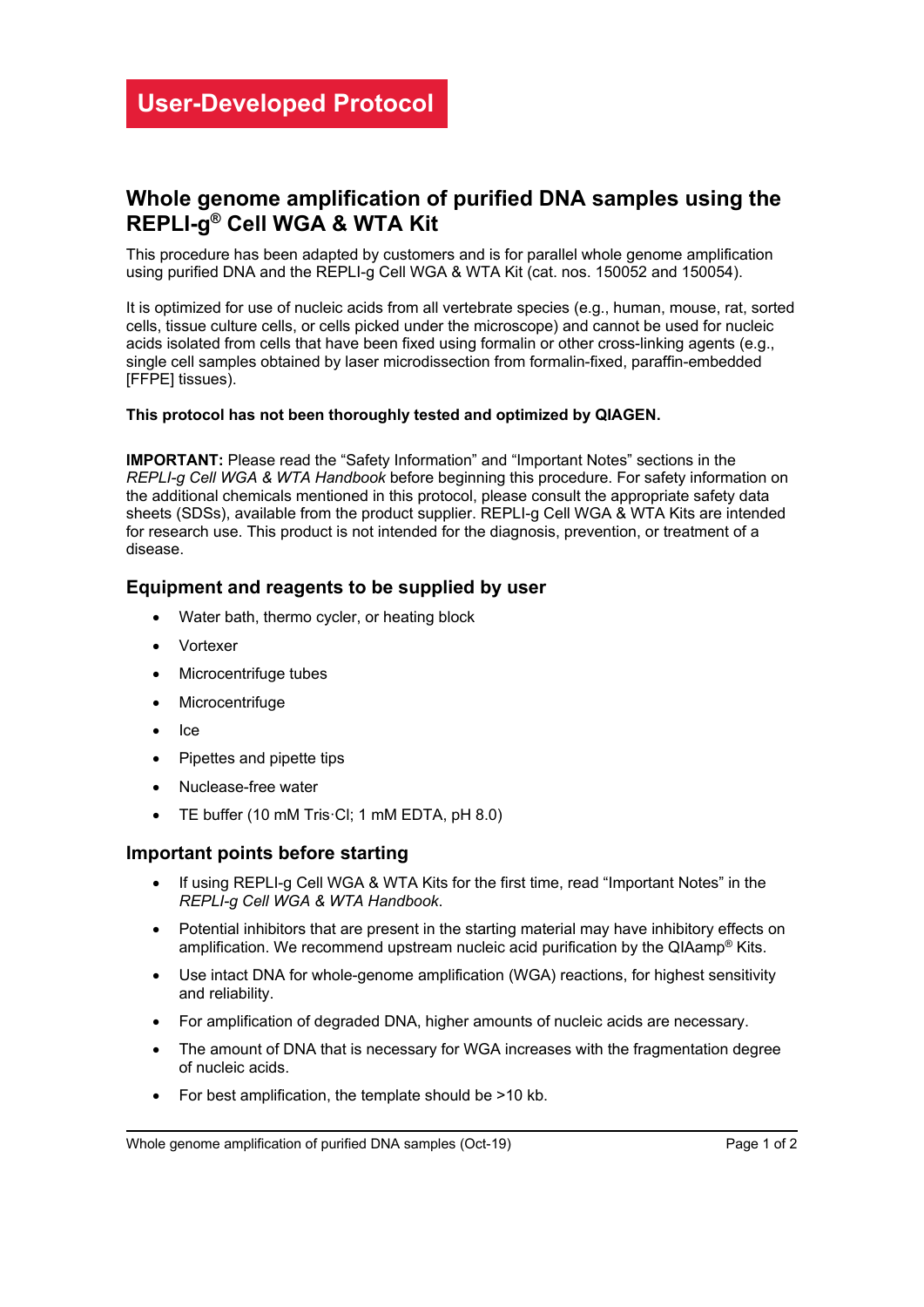**User-Developed Protocol**

# Whole genome amplification of purified DNA samples using the REPLI-g® Cell WGA & WTA Kit

This procedure has been adapted by customers and is for parallel whole genome amplification using purified DNA and the REPLI-g Cell WGA & WTA Kit (cat. nos. 150052 and 150054).

It is optimized for use of nucleic acids from all vertebrate species (e.g., human, mouse, rat, sorted cells, tissue culture cells, or cells picked under the microscope) and cannot be used for nucleic acids isolated from cells that have been fixed using formalin or other cross-linking agents (e.g., single cell samples obtained by laser microdissection from formalin-fixed, paraffin-embedded [FFPE] tissues).

**This protocol has not been thoroughly tested and optimized by QIAGEN.**

**IMPORTANT:** Please read the “Safety Information” and “Important Notes” sections in the *REPLI-g Cell WGA & WTA Handbook* before beginning this procedure. For safety information on the additional chemicals mentioned in this protocol, please consult the appropriate safety data sheets (SDSs), available from the product supplier. REPLI-g Cell WGA & WTA Kits are intended for research use. This product is not intended for the diagnosis, prevention, or treatment of a disease.

## Equipment and reagents to be supplied by user

- Water bath, thermo cycler, or heating block
- Vortexer
- Microcentrifuge tubes
- Microcentrifuge
- Ice
- Pipettes and pipette tips
- Nuclease-free water
- TE buffer (10 mM Tris·Cl; 1 mM EDTA, pH 8.0)

## Important points before starting

- If using REPLI-g Cell WGA & WTA Kits for the first time, read “Important Notes” in the *REPLI-g Cell WGA & WTA Handbook*.
- Potential inhibitors that are present in the starting material may have inhibitory effects on amplification. We recommend upstream nucleic acid purification by the QIAamp® Kits.
- Use intact DNA for whole-genome amplification (WGA) reactions, for highest sensitivity and reliability.
- For amplification of degraded DNA, higher amounts of nucleic acids are necessary.
- The amount of DNA that is necessary for WGA increases with the fragmentation degree of nucleic acids.
- For best amplification, the template should be >10 kb.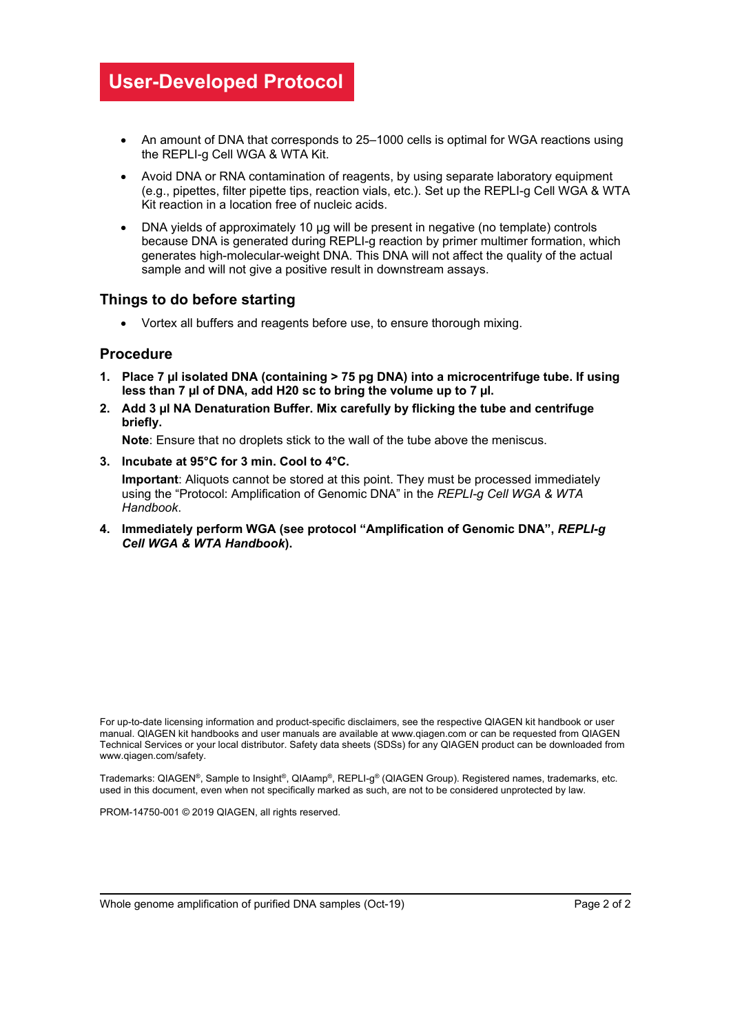# User-Developed Protocol

- An amount of DNA that corresponds to 25–1000 cells is optimal for WGA reactions using the REPLI-g Cell WGA & WTA Kit.
- Avoid DNA or RNA contamination of reagents, by using separate laboratory equipment (e.g., pipettes, filter pipette tips, reaction vials, etc.). Set up the REPLI-g Cell WGA & WTA Kit reaction in a location free of nucleic acids.
- DNA yields of approximately 10 µg will be present in negative (no template) controls because DNA is generated during REPLI-g reaction by primer multimer formation, which generates high-molecular-weight DNA. This DNA will not affect the quality of the actual sample and will not give a positive result in downstream assays.

## Things to do before starting

- Vortex all buffers and reagents before use, to ensure thorough mixing.

## Procedure

1. **Place 7 µl isolated DNA (containing > 75 pg DNA) into a microcentrifuge tube. If using less than 7 µl of DNA, add H20 sc to bring the volume up to 7 µl.**
2. **Add 3 µl NA Denaturation Buffer. Mix carefully by flicking the tube and centrifuge briefly.**

   **Note**: Ensure that no droplets stick to the wall of the tube above the meniscus.
3. **Incubate at 95°C for 3 min. Cool to 4°C.**

   **Important**: Aliquots cannot be stored at this point. They must be processed immediately using the "Protocol: Amplification of Genomic DNA" in the *REPLI-g Cell WGA & WTA Handbook*.
4. **Immediately perform WGA (see protocol "Amplification of Genomic DNA", *REPLI-g Cell WGA & WTA Handbook*).**

For up-to-date licensing information and product-specific disclaimers, see the respective QIAGEN kit handbook or user manual. QIAGEN kit handbooks and user manuals are available at www.qiagen.com or can be requested from QIAGEN Technical Services or your local distributor. Safety data sheets (SDSs) for any QIAGEN product can be downloaded from www.qiagen.com/safety.

Trademarks: QIAGEN®, Sample to Insight®, QIAamp®, REPLI-g® (QIAGEN Group). Registered names, trademarks, etc. used in this document, even when not specifically marked as such, are not to be considered unprotected by law.

PROM-14750-001 © 2019 QIAGEN, all rights reserved.